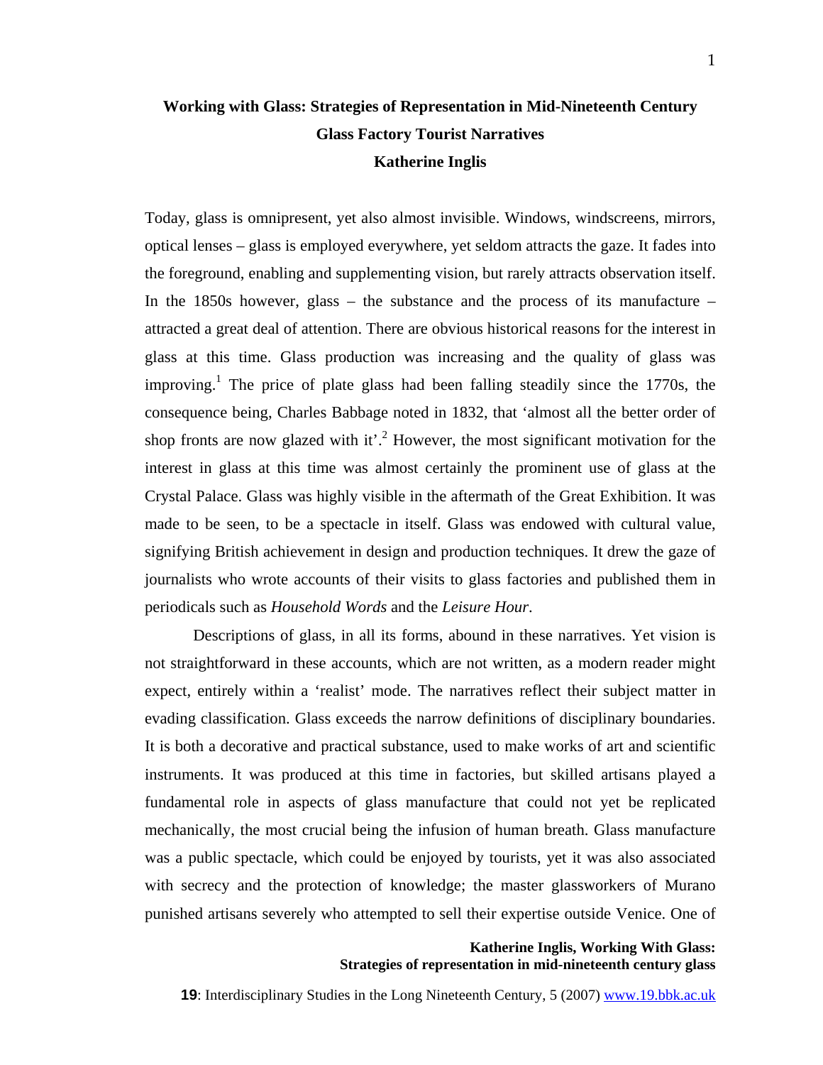# Working with Glass: Strategies of Representation in Mid-Nineteenth Century Glass Factory Tourist Narratives

**Katherine Inglis**

Today, glass is omnipresent, yet also almost invisible. Windows, windscreens, mirrors, optical lenses – glass is employed everywhere, yet seldom attracts the gaze. It fades into the foreground, enabling and supplementing vision, but rarely attracts observation itself. In the 1850s however, glass – the substance and the process of its manufacture – attracted a great deal of attention. There are obvious historical reasons for the interest in glass at this time. Glass production was increasing and the quality of glass was improving.[1] The price of plate glass had been falling steadily since the 1770s, the consequence being, Charles Babbage noted in 1832, that 'almost all the better order of shop fronts are now glazed with it'.[2] However, the most significant motivation for the interest in glass at this time was almost certainly the prominent use of glass at the Crystal Palace. Glass was highly visible in the aftermath of the Great Exhibition. It was made to be seen, to be a spectacle in itself. Glass was endowed with cultural value, signifying British achievement in design and production techniques. It drew the gaze of journalists who wrote accounts of their visits to glass factories and published them in periodicals such as *Household Words* and the *Leisure Hour*.

Descriptions of glass, in all its forms, abound in these narratives. Yet vision is not straightforward in these accounts, which are not written, as a modern reader might expect, entirely within a 'realist' mode. The narratives reflect their subject matter in evading classification. Glass exceeds the narrow definitions of disciplinary boundaries. It is both a decorative and practical substance, used to make works of art and scientific instruments. It was produced at this time in factories, but skilled artisans played a fundamental role in aspects of glass manufacture that could not yet be replicated mechanically, the most crucial being the infusion of human breath. Glass manufacture was a public spectacle, which could be enjoyed by tourists, yet it was also associated with secrecy and the protection of knowledge; the master glassworkers of Murano punished artisans severely who attempted to sell their expertise outside Venice. One of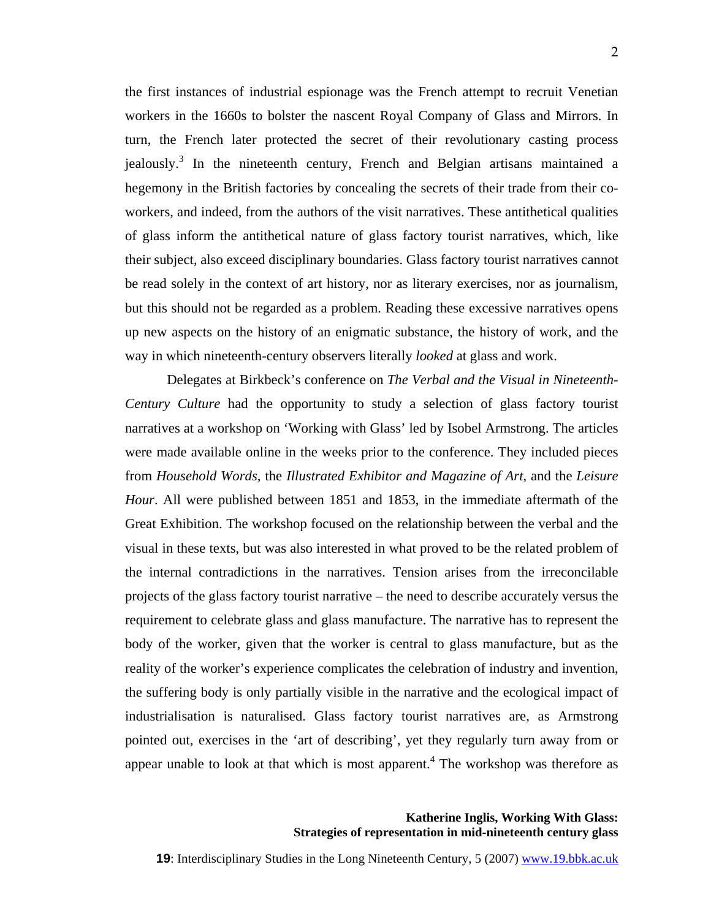the first instances of industrial espionage was the French attempt to recruit Venetian workers in the 1660s to bolster the nascent Royal Company of Glass and Mirrors. In turn, the French later protected the secret of their revolutionary casting process jealously.[3] In the nineteenth century, French and Belgian artisans maintained a hegemony in the British factories by concealing the secrets of their trade from their co-workers, and indeed, from the authors of the visit narratives. These antithetical qualities of glass inform the antithetical nature of glass factory tourist narratives, which, like their subject, also exceed disciplinary boundaries. Glass factory tourist narratives cannot be read solely in the context of art history, nor as literary exercises, nor as journalism, but this should not be regarded as a problem. Reading these excessive narratives opens up new aspects on the history of an enigmatic substance, the history of work, and the way in which nineteenth-century observers literally *looked* at glass and work.

Delegates at Birkbeck's conference on *The Verbal and the Visual in Nineteenth-Century Culture* had the opportunity to study a selection of glass factory tourist narratives at a workshop on 'Working with Glass' led by Isobel Armstrong. The articles were made available online in the weeks prior to the conference. They included pieces from *Household Words*, the *Illustrated Exhibitor and Magazine of Art*, and the *Leisure Hour*. All were published between 1851 and 1853, in the immediate aftermath of the Great Exhibition. The workshop focused on the relationship between the verbal and the visual in these texts, but was also interested in what proved to be the related problem of the internal contradictions in the narratives. Tension arises from the irreconcilable projects of the glass factory tourist narrative – the need to describe accurately versus the requirement to celebrate glass and glass manufacture. The narrative has to represent the body of the worker, given that the worker is central to glass manufacture, but as the reality of the worker's experience complicates the celebration of industry and invention, the suffering body is only partially visible in the narrative and the ecological impact of industrialisation is naturalised. Glass factory tourist narratives are, as Armstrong pointed out, exercises in the 'art of describing', yet they regularly turn away from or appear unable to look at that which is most apparent.[4] The workshop was therefore as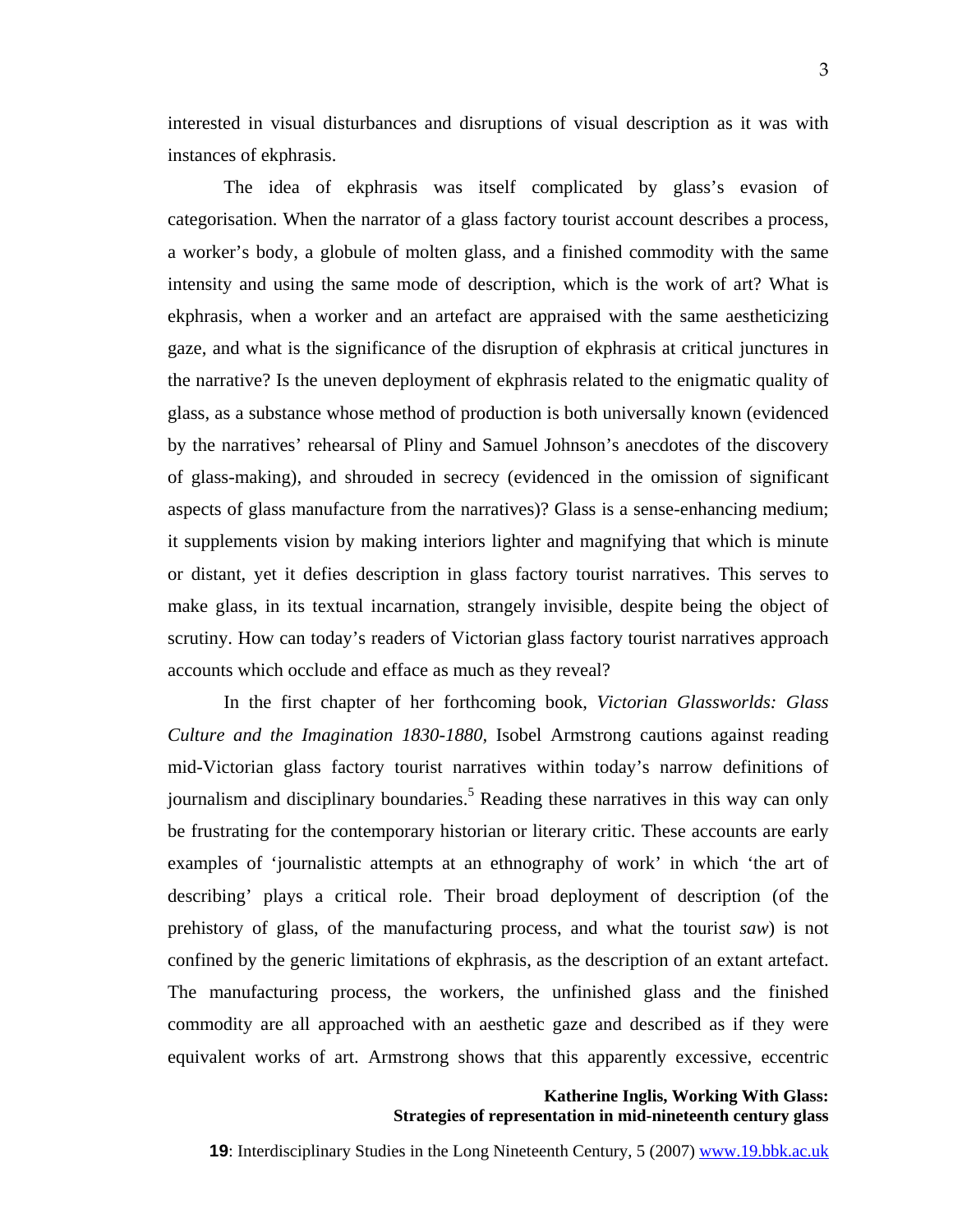interested in visual disturbances and disruptions of visual description as it was with instances of ekphrasis.

The idea of ekphrasis was itself complicated by glass's evasion of categorisation. When the narrator of a glass factory tourist account describes a process, a worker's body, a globule of molten glass, and a finished commodity with the same intensity and using the same mode of description, which is the work of art? What is ekphrasis, when a worker and an artefact are appraised with the same aestheticizing gaze, and what is the significance of the disruption of ekphrasis at critical junctures in the narrative? Is the uneven deployment of ekphrasis related to the enigmatic quality of glass, as a substance whose method of production is both universally known (evidenced by the narratives' rehearsal of Pliny and Samuel Johnson's anecdotes of the discovery of glass-making), and shrouded in secrecy (evidenced in the omission of significant aspects of glass manufacture from the narratives)? Glass is a sense-enhancing medium; it supplements vision by making interiors lighter and magnifying that which is minute or distant, yet it defies description in glass factory tourist narratives. This serves to make glass, in its textual incarnation, strangely invisible, despite being the object of scrutiny. How can today's readers of Victorian glass factory tourist narratives approach accounts which occlude and efface as much as they reveal?

In the first chapter of her forthcoming book, *Victorian Glassworlds: Glass Culture and the Imagination 1830-1880*, Isobel Armstrong cautions against reading mid-Victorian glass factory tourist narratives within today's narrow definitions of journalism and disciplinary boundaries.[5] Reading these narratives in this way can only be frustrating for the contemporary historian or literary critic. These accounts are early examples of 'journalistic attempts at an ethnography of work' in which 'the art of describing' plays a critical role. Their broad deployment of description (of the prehistory of glass, of the manufacturing process, and what the tourist *saw*) is not confined by the generic limitations of ekphrasis, as the description of an extant artefact. The manufacturing process, the workers, the unfinished glass and the finished commodity are all approached with an aesthetic gaze and described as if they were equivalent works of art. Armstrong shows that this apparently excessive, eccentric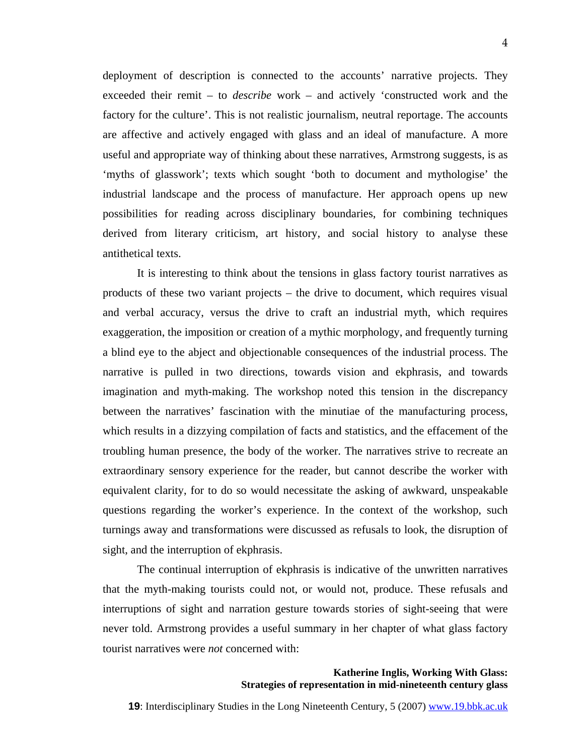deployment of description is connected to the accounts' narrative projects. They exceeded their remit – to *describe* work – and actively 'constructed work and the factory for the culture'. This is not realistic journalism, neutral reportage. The accounts are affective and actively engaged with glass and an ideal of manufacture. A more useful and appropriate way of thinking about these narratives, Armstrong suggests, is as 'myths of glasswork'; texts which sought 'both to document and mythologise' the industrial landscape and the process of manufacture. Her approach opens up new possibilities for reading across disciplinary boundaries, for combining techniques derived from literary criticism, art history, and social history to analyse these antithetical texts.

It is interesting to think about the tensions in glass factory tourist narratives as products of these two variant projects – the drive to document, which requires visual and verbal accuracy, versus the drive to craft an industrial myth, which requires exaggeration, the imposition or creation of a mythic morphology, and frequently turning a blind eye to the abject and objectionable consequences of the industrial process. The narrative is pulled in two directions, towards vision and ekphrasis, and towards imagination and myth-making. The workshop noted this tension in the discrepancy between the narratives' fascination with the minutiae of the manufacturing process, which results in a dizzying compilation of facts and statistics, and the effacement of the troubling human presence, the body of the worker. The narratives strive to recreate an extraordinary sensory experience for the reader, but cannot describe the worker with equivalent clarity, for to do so would necessitate the asking of awkward, unspeakable questions regarding the worker's experience. In the context of the workshop, such turnings away and transformations were discussed as refusals to look, the disruption of sight, and the interruption of ekphrasis.

The continual interruption of ekphrasis is indicative of the unwritten narratives that the myth-making tourists could not, or would not, produce. These refusals and interruptions of sight and narration gesture towards stories of sight-seeing that were never told. Armstrong provides a useful summary in her chapter of what glass factory tourist narratives were *not* concerned with: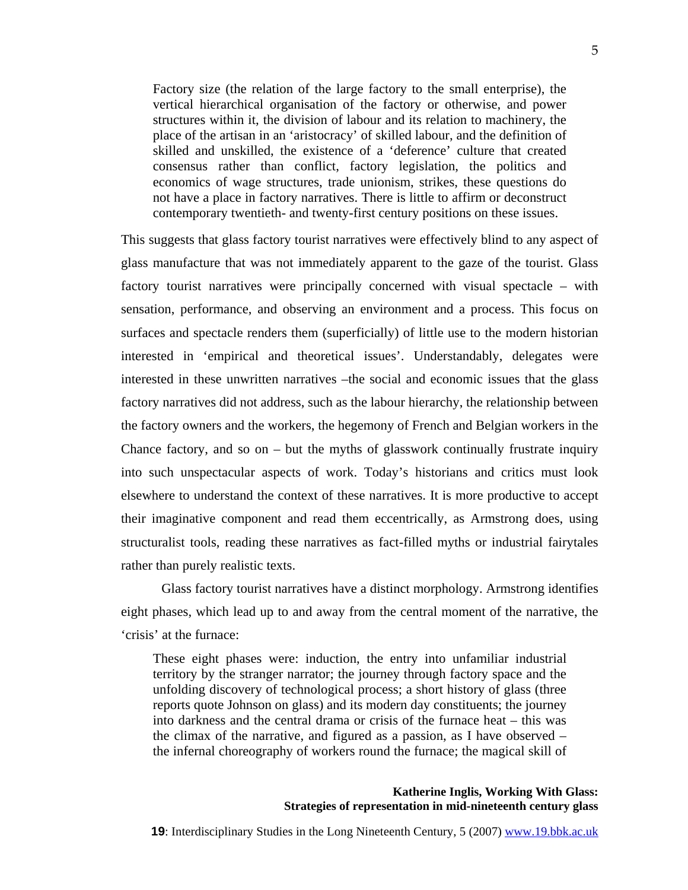> Factory size (the relation of the large factory to the small enterprise), the vertical hierarchical organisation of the factory or otherwise, and power structures within it, the division of labour and its relation to machinery, the place of the artisan in an 'aristocracy' of skilled labour, and the definition of skilled and unskilled, the existence of a 'deference' culture that created consensus rather than conflict, factory legislation, the politics and economics of wage structures, trade unionism, strikes, these questions do not have a place in factory narratives. There is little to affirm or deconstruct contemporary twentieth- and twenty-first century positions on these issues.

This suggests that glass factory tourist narratives were effectively blind to any aspect of glass manufacture that was not immediately apparent to the gaze of the tourist. Glass factory tourist narratives were principally concerned with visual spectacle – with sensation, performance, and observing an environment and a process. This focus on surfaces and spectacle renders them (superficially) of little use to the modern historian interested in 'empirical and theoretical issues'. Understandably, delegates were interested in these unwritten narratives –the social and economic issues that the glass factory narratives did not address, such as the labour hierarchy, the relationship between the factory owners and the workers, the hegemony of French and Belgian workers in the Chance factory, and so on – but the myths of glasswork continually frustrate inquiry into such unspectacular aspects of work. Today's historians and critics must look elsewhere to understand the context of these narratives. It is more productive to accept their imaginative component and read them eccentrically, as Armstrong does, using structuralist tools, reading these narratives as fact-filled myths or industrial fairytales rather than purely realistic texts.

Glass factory tourist narratives have a distinct morphology. Armstrong identifies eight phases, which lead up to and away from the central moment of the narrative, the 'crisis' at the furnace:

> These eight phases were: induction, the entry into unfamiliar industrial territory by the stranger narrator; the journey through factory space and the unfolding discovery of technological process; a short history of glass (three reports quote Johnson on glass) and its modern day constituents; the journey into darkness and the central drama or crisis of the furnace heat – this was the climax of the narrative, and figured as a passion, as I have observed – the infernal choreography of workers round the furnace; the magical skill of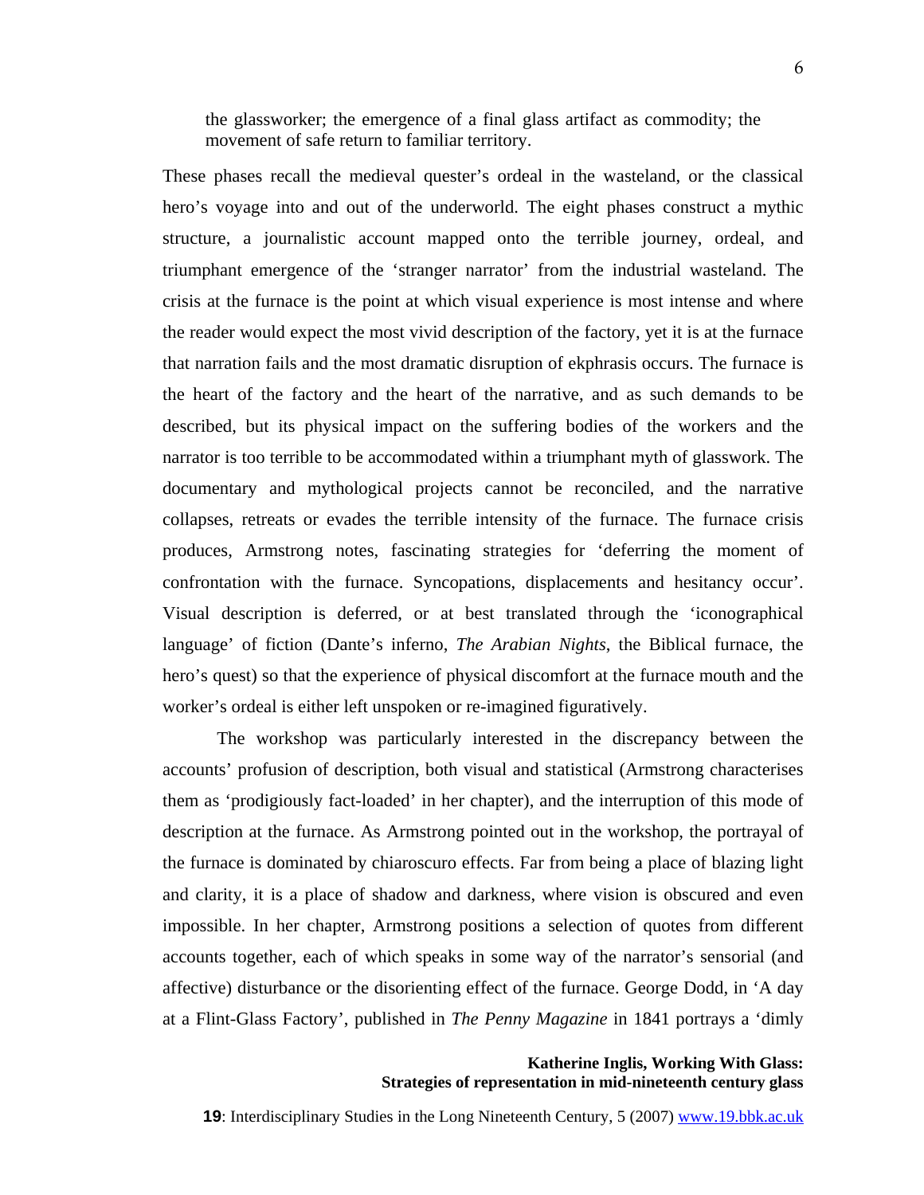the glassworker; the emergence of a final glass artifact as commodity; the movement of safe return to familiar territory.

These phases recall the medieval quester's ordeal in the wasteland, or the classical hero's voyage into and out of the underworld. The eight phases construct a mythic structure, a journalistic account mapped onto the terrible journey, ordeal, and triumphant emergence of the 'stranger narrator' from the industrial wasteland. The crisis at the furnace is the point at which visual experience is most intense and where the reader would expect the most vivid description of the factory, yet it is at the furnace that narration fails and the most dramatic disruption of ekphrasis occurs. The furnace is the heart of the factory and the heart of the narrative, and as such demands to be described, but its physical impact on the suffering bodies of the workers and the narrator is too terrible to be accommodated within a triumphant myth of glasswork. The documentary and mythological projects cannot be reconciled, and the narrative collapses, retreats or evades the terrible intensity of the furnace. The furnace crisis produces, Armstrong notes, fascinating strategies for 'deferring the moment of confrontation with the furnace. Syncopations, displacements and hesitancy occur'. Visual description is deferred, or at best translated through the 'iconographical language' of fiction (Dante's inferno, *The Arabian Nights*, the Biblical furnace, the hero's quest) so that the experience of physical discomfort at the furnace mouth and the worker's ordeal is either left unspoken or re-imagined figuratively.

The workshop was particularly interested in the discrepancy between the accounts' profusion of description, both visual and statistical (Armstrong characterises them as 'prodigiously fact-loaded' in her chapter), and the interruption of this mode of description at the furnace. As Armstrong pointed out in the workshop, the portrayal of the furnace is dominated by chiaroscuro effects. Far from being a place of blazing light and clarity, it is a place of shadow and darkness, where vision is obscured and even impossible. In her chapter, Armstrong positions a selection of quotes from different accounts together, each of which speaks in some way of the narrator's sensorial (and affective) disturbance or the disorienting effect of the furnace. George Dodd, in 'A day at a Flint-Glass Factory', published in *The Penny Magazine* in 1841 portrays a 'dimly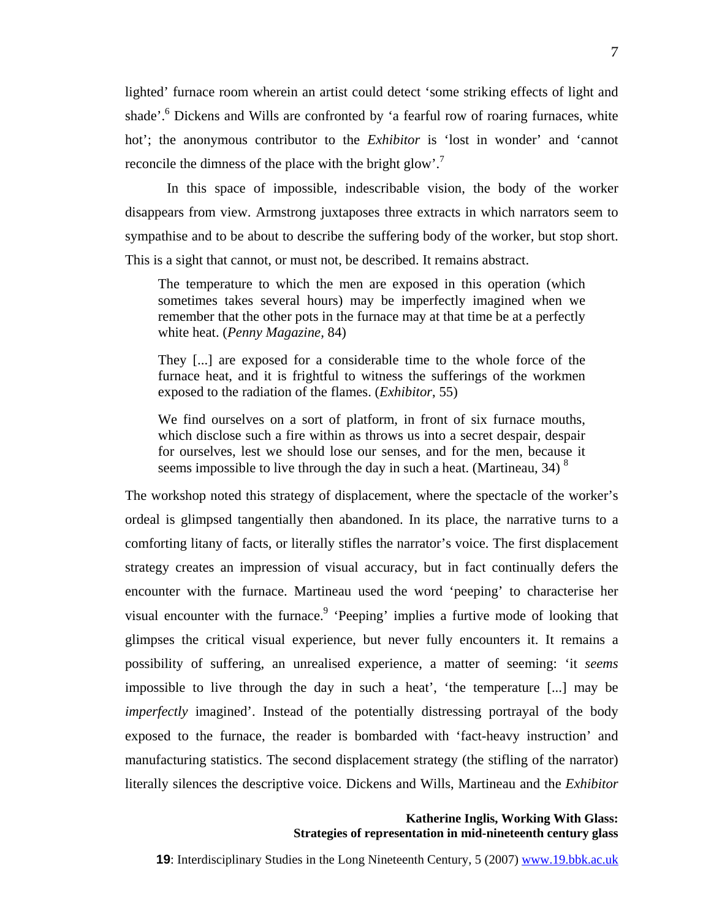lighted' furnace room wherein an artist could detect 'some striking effects of light and shade'.[6] Dickens and Wills are confronted by 'a fearful row of roaring furnaces, white hot'; the anonymous contributor to the *Exhibitor* is 'lost in wonder' and 'cannot reconcile the dimness of the place with the bright glow'.[7]

In this space of impossible, indescribable vision, the body of the worker disappears from view. Armstrong juxtaposes three extracts in which narrators seem to sympathise and to be about to describe the suffering body of the worker, but stop short. This is a sight that cannot, or must not, be described. It remains abstract.

> The temperature to which the men are exposed in this operation (which sometimes takes several hours) may be imperfectly imagined when we remember that the other pots in the furnace may at that time be at a perfectly white heat. (*Penny Magazine,* 84)
>
> They [...] are exposed for a considerable time to the whole force of the furnace heat, and it is frightful to witness the sufferings of the workmen exposed to the radiation of the flames. (*Exhibitor*, 55)
>
> We find ourselves on a sort of platform, in front of six furnace mouths, which disclose such a fire within as throws us into a secret despair, despair for ourselves, lest we should lose our senses, and for the men, because it seems impossible to live through the day in such a heat. (Martineau, 34) [8]

The workshop noted this strategy of displacement, where the spectacle of the worker's ordeal is glimpsed tangentially then abandoned. In its place, the narrative turns to a comforting litany of facts, or literally stifles the narrator's voice. The first displacement strategy creates an impression of visual accuracy, but in fact continually defers the encounter with the furnace. Martineau used the word 'peeping' to characterise her visual encounter with the furnace.[9] 'Peeping' implies a furtive mode of looking that glimpses the critical visual experience, but never fully encounters it. It remains a possibility of suffering, an unrealised experience, a matter of seeming: 'it *seems* impossible to live through the day in such a heat', 'the temperature [...] may be *imperfectly* imagined'. Instead of the potentially distressing portrayal of the body exposed to the furnace, the reader is bombarded with 'fact-heavy instruction' and manufacturing statistics. The second displacement strategy (the stifling of the narrator) literally silences the descriptive voice. Dickens and Wills, Martineau and the *Exhibitor*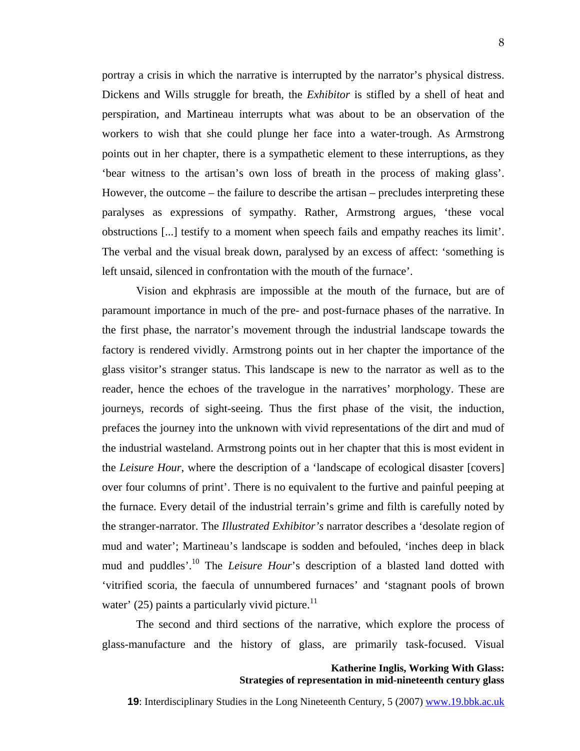portray a crisis in which the narrative is interrupted by the narrator's physical distress. Dickens and Wills struggle for breath, the *Exhibitor* is stifled by a shell of heat and perspiration, and Martineau interrupts what was about to be an observation of the workers to wish that she could plunge her face into a water-trough. As Armstrong points out in her chapter, there is a sympathetic element to these interruptions, as they 'bear witness to the artisan's own loss of breath in the process of making glass'. However, the outcome – the failure to describe the artisan – precludes interpreting these paralyses as expressions of sympathy. Rather, Armstrong argues, 'these vocal obstructions [...] testify to a moment when speech fails and empathy reaches its limit'. The verbal and the visual break down, paralysed by an excess of affect: 'something is left unsaid, silenced in confrontation with the mouth of the furnace'.

Vision and ekphrasis are impossible at the mouth of the furnace, but are of paramount importance in much of the pre- and post-furnace phases of the narrative. In the first phase, the narrator's movement through the industrial landscape towards the factory is rendered vividly. Armstrong points out in her chapter the importance of the glass visitor's stranger status. This landscape is new to the narrator as well as to the reader, hence the echoes of the travelogue in the narratives' morphology. These are journeys, records of sight-seeing. Thus the first phase of the visit, the induction, prefaces the journey into the unknown with vivid representations of the dirt and mud of the industrial wasteland. Armstrong points out in her chapter that this is most evident in the *Leisure Hour*, where the description of a 'landscape of ecological disaster [covers] over four columns of print'. There is no equivalent to the furtive and painful peeping at the furnace. Every detail of the industrial terrain's grime and filth is carefully noted by the stranger-narrator. The *Illustrated Exhibitor's* narrator describes a 'desolate region of mud and water'; Martineau's landscape is sodden and befouled, 'inches deep in black mud and puddles'.[10] The *Leisure Hour*'s description of a blasted land dotted with 'vitrified scoria, the faecula of unnumbered furnaces' and 'stagnant pools of brown water' (25) paints a particularly vivid picture.[11]

The second and third sections of the narrative, which explore the process of glass-manufacture and the history of glass, are primarily task-focused. Visual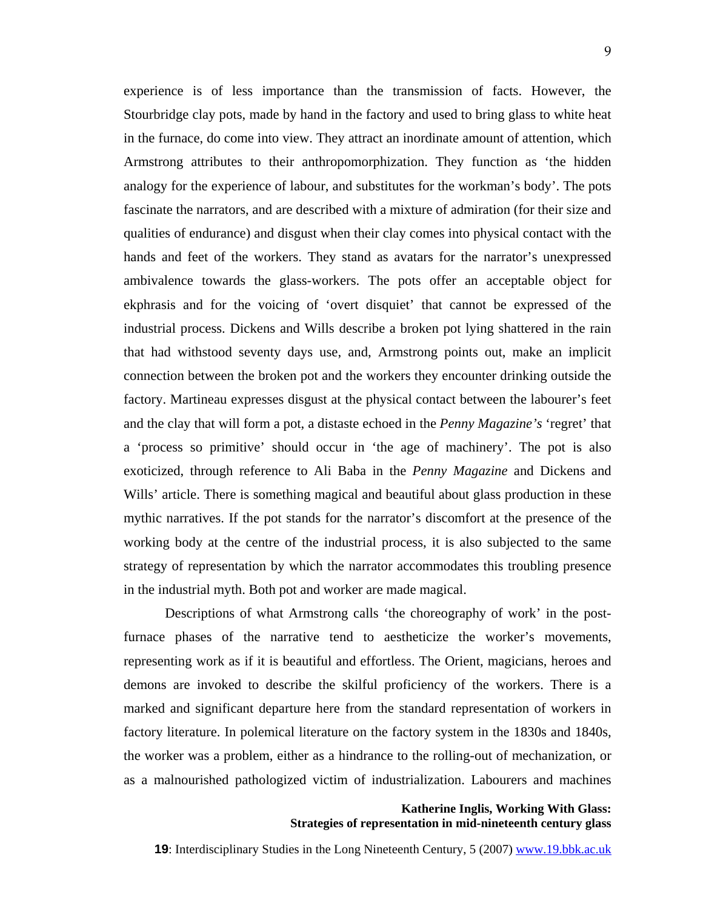experience is of less importance than the transmission of facts. However, the Stourbridge clay pots, made by hand in the factory and used to bring glass to white heat in the furnace, do come into view. They attract an inordinate amount of attention, which Armstrong attributes to their anthropomorphization. They function as 'the hidden analogy for the experience of labour, and substitutes for the workman's body'. The pots fascinate the narrators, and are described with a mixture of admiration (for their size and qualities of endurance) and disgust when their clay comes into physical contact with the hands and feet of the workers. They stand as avatars for the narrator's unexpressed ambivalence towards the glass-workers. The pots offer an acceptable object for ekphrasis and for the voicing of 'overt disquiet' that cannot be expressed of the industrial process. Dickens and Wills describe a broken pot lying shattered in the rain that had withstood seventy days use, and, Armstrong points out, make an implicit connection between the broken pot and the workers they encounter drinking outside the factory. Martineau expresses disgust at the physical contact between the labourer's feet and the clay that will form a pot, a distaste echoed in the *Penny Magazine's* 'regret' that a 'process so primitive' should occur in 'the age of machinery'. The pot is also exoticized, through reference to Ali Baba in the *Penny Magazine* and Dickens and Wills' article. There is something magical and beautiful about glass production in these mythic narratives. If the pot stands for the narrator's discomfort at the presence of the working body at the centre of the industrial process, it is also subjected to the same strategy of representation by which the narrator accommodates this troubling presence in the industrial myth. Both pot and worker are made magical.

Descriptions of what Armstrong calls 'the choreography of work' in the post-furnace phases of the narrative tend to aestheticize the worker's movements, representing work as if it is beautiful and effortless. The Orient, magicians, heroes and demons are invoked to describe the skilful proficiency of the workers. There is a marked and significant departure here from the standard representation of workers in factory literature. In polemical literature on the factory system in the 1830s and 1840s, the worker was a problem, either as a hindrance to the rolling-out of mechanization, or as a malnourished pathologized victim of industrialization. Labourers and machines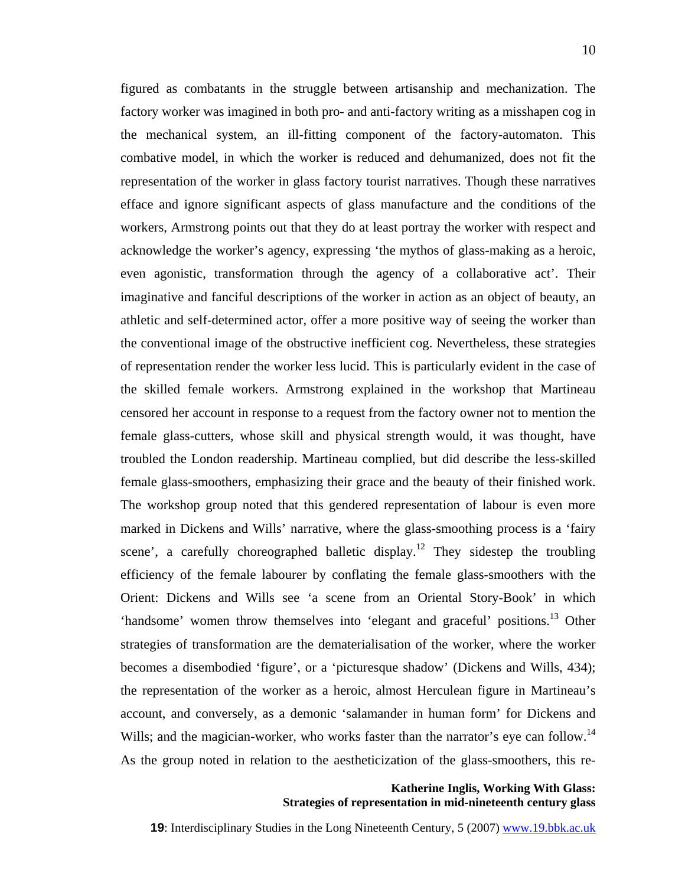figured as combatants in the struggle between artisanship and mechanization. The factory worker was imagined in both pro- and anti-factory writing as a misshapen cog in the mechanical system, an ill-fitting component of the factory-automaton. This combative model, in which the worker is reduced and dehumanized, does not fit the representation of the worker in glass factory tourist narratives. Though these narratives efface and ignore significant aspects of glass manufacture and the conditions of the workers, Armstrong points out that they do at least portray the worker with respect and acknowledge the worker's agency, expressing 'the mythos of glass-making as a heroic, even agonistic, transformation through the agency of a collaborative act'. Their imaginative and fanciful descriptions of the worker in action as an object of beauty, an athletic and self-determined actor, offer a more positive way of seeing the worker than the conventional image of the obstructive inefficient cog. Nevertheless, these strategies of representation render the worker less lucid. This is particularly evident in the case of the skilled female workers. Armstrong explained in the workshop that Martineau censored her account in response to a request from the factory owner not to mention the female glass-cutters, whose skill and physical strength would, it was thought, have troubled the London readership. Martineau complied, but did describe the less-skilled female glass-smoothers, emphasizing their grace and the beauty of their finished work. The workshop group noted that this gendered representation of labour is even more marked in Dickens and Wills' narrative, where the glass-smoothing process is a 'fairy scene', a carefully choreographed balletic display.[12] They sidestep the troubling efficiency of the female labourer by conflating the female glass-smoothers with the Orient: Dickens and Wills see 'a scene from an Oriental Story-Book' in which 'handsome' women throw themselves into 'elegant and graceful' positions.[13] Other strategies of transformation are the dematerialisation of the worker, where the worker becomes a disembodied 'figure', or a 'picturesque shadow' (Dickens and Wills, 434); the representation of the worker as a heroic, almost Herculean figure in Martineau's account, and conversely, as a demonic 'salamander in human form' for Dickens and Wills; and the magician-worker, who works faster than the narrator's eye can follow.[14] As the group noted in relation to the aestheticization of the glass-smoothers, this re-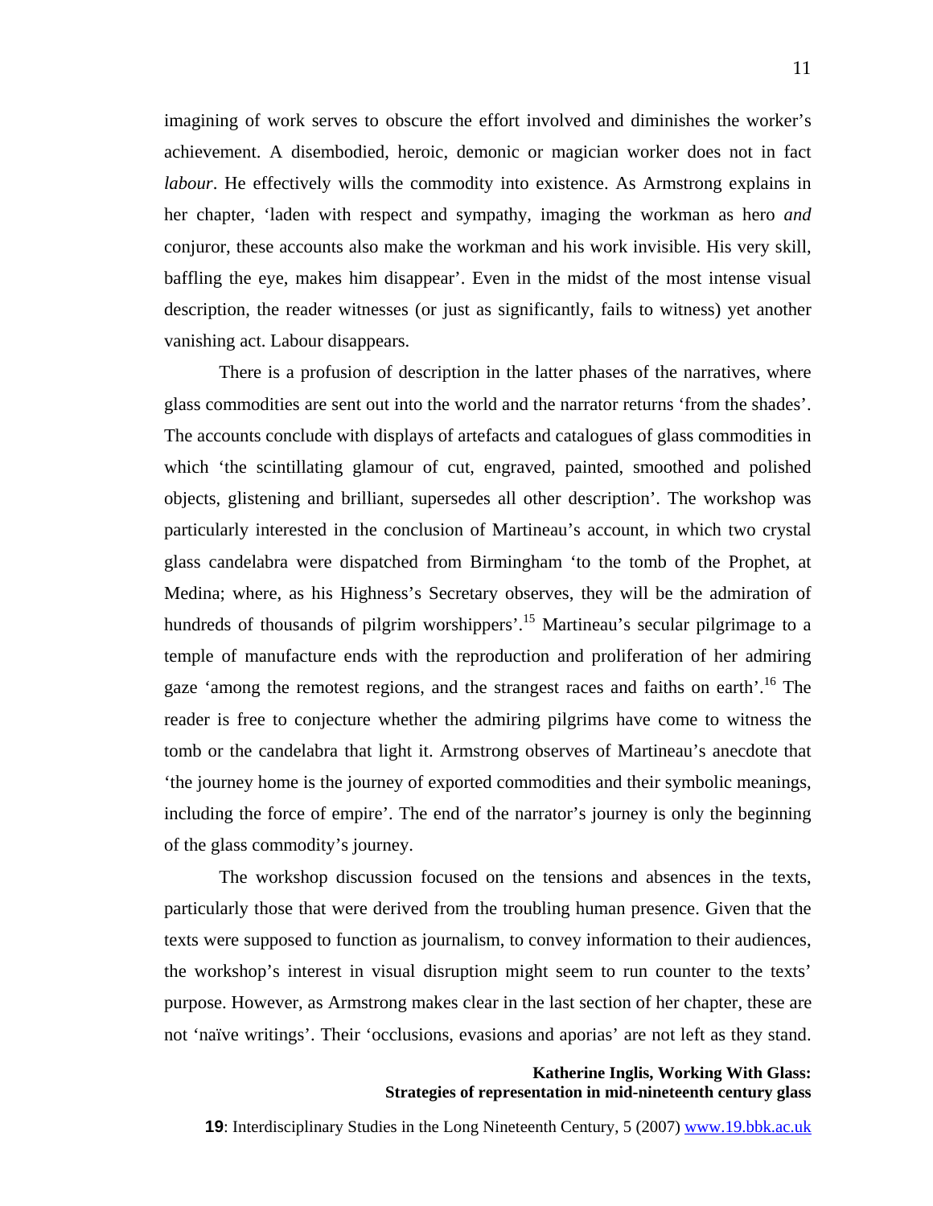imagining of work serves to obscure the effort involved and diminishes the worker's achievement. A disembodied, heroic, demonic or magician worker does not in fact *labour*. He effectively wills the commodity into existence. As Armstrong explains in her chapter, 'laden with respect and sympathy, imaging the workman as hero *and* conjuror, these accounts also make the workman and his work invisible. His very skill, baffling the eye, makes him disappear'. Even in the midst of the most intense visual description, the reader witnesses (or just as significantly, fails to witness) yet another vanishing act. Labour disappears.

There is a profusion of description in the latter phases of the narratives, where glass commodities are sent out into the world and the narrator returns 'from the shades'. The accounts conclude with displays of artefacts and catalogues of glass commodities in which 'the scintillating glamour of cut, engraved, painted, smoothed and polished objects, glistening and brilliant, supersedes all other description'. The workshop was particularly interested in the conclusion of Martineau's account, in which two crystal glass candelabra were dispatched from Birmingham 'to the tomb of the Prophet, at Medina; where, as his Highness's Secretary observes, they will be the admiration of hundreds of thousands of pilgrim worshippers'.[15] Martineau's secular pilgrimage to a temple of manufacture ends with the reproduction and proliferation of her admiring gaze 'among the remotest regions, and the strangest races and faiths on earth'.[16] The reader is free to conjecture whether the admiring pilgrims have come to witness the tomb or the candelabra that light it. Armstrong observes of Martineau's anecdote that 'the journey home is the journey of exported commodities and their symbolic meanings, including the force of empire'. The end of the narrator's journey is only the beginning of the glass commodity's journey.

The workshop discussion focused on the tensions and absences in the texts, particularly those that were derived from the troubling human presence. Given that the texts were supposed to function as journalism, to convey information to their audiences, the workshop's interest in visual disruption might seem to run counter to the texts' purpose. However, as Armstrong makes clear in the last section of her chapter, these are not 'naïve writings'. Their 'occlusions, evasions and aporias' are not left as they stand.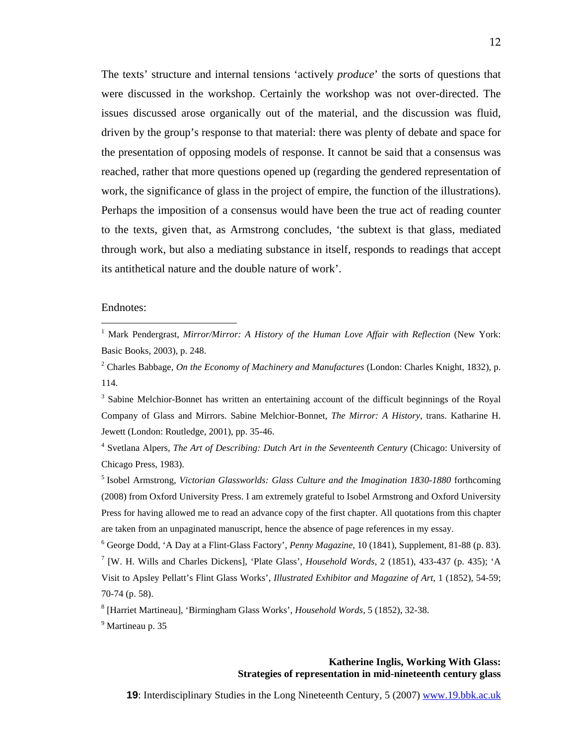The texts' structure and internal tensions 'actively *produce*' the sorts of questions that were discussed in the workshop. Certainly the workshop was not over-directed. The issues discussed arose organically out of the material, and the discussion was fluid, driven by the group's response to that material: there was plenty of debate and space for the presentation of opposing models of response. It cannot be said that a consensus was reached, rather that more questions opened up (regarding the gendered representation of work, the significance of glass in the project of empire, the function of the illustrations). Perhaps the imposition of a consensus would have been the true act of reading counter to the texts, given that, as Armstrong concludes, 'the subtext is that glass, mediated through work, but also a mediating substance in itself, responds to readings that accept its antithetical nature and the double nature of work'.

Endnotes:

[1] Mark Pendergrast, *Mirror/Mirror: A History of the Human Love Affair with Reflection* (New York: Basic Books, 2003), p. 248.

[2] Charles Babbage, *On the Economy of Machinery and Manufactures* (London: Charles Knight, 1832), p. 114.

[3] Sabine Melchior-Bonnet has written an entertaining account of the difficult beginnings of the Royal Company of Glass and Mirrors. Sabine Melchior-Bonnet, *The Mirror: A History*, trans. Katharine H. Jewett (London: Routledge, 2001), pp. 35-46.

[4] Svetlana Alpers, *The Art of Describing: Dutch Art in the Seventeenth Century* (Chicago: University of Chicago Press, 1983).

[5] Isobel Armstrong, *Victorian Glassworlds: Glass Culture and the Imagination 1830-1880* forthcoming (2008) from Oxford University Press. I am extremely grateful to Isobel Armstrong and Oxford University Press for having allowed me to read an advance copy of the first chapter. All quotations from this chapter are taken from an unpaginated manuscript, hence the absence of page references in my essay.

[6] George Dodd, 'A Day at a Flint-Glass Factory', *Penny Magazine*, 10 (1841), Supplement, 81-88 (p. 83).

[7] [W. H. Wills and Charles Dickens], 'Plate Glass', *Household Words*, 2 (1851), 433-437 (p. 435); 'A Visit to Apsley Pellatt's Flint Glass Works', *Illustrated Exhibitor and Magazine of Art*, 1 (1852), 54-59; 70-74 (p. 58).

[8] [Harriet Martineau], 'Birmingham Glass Works', *Household Words*, 5 (1852), 32-38.

[9] Martineau p. 35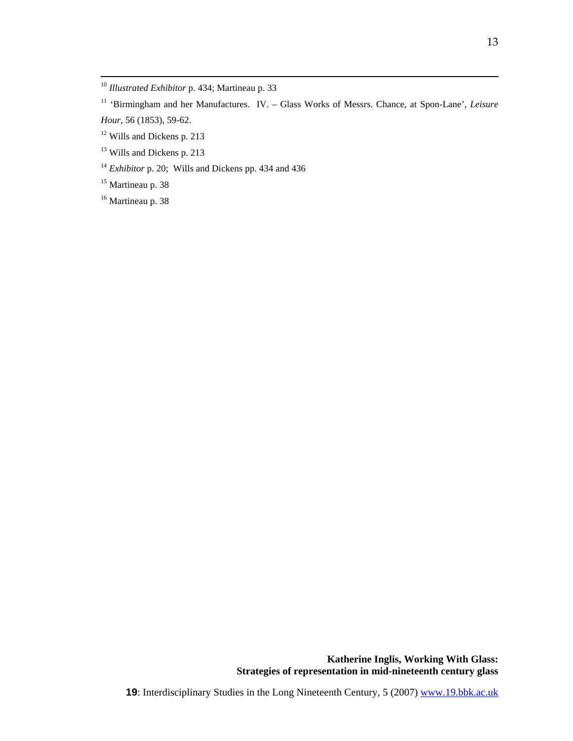[10] *Illustrated Exhibitor* p. 434; Martineau p. 33

[11] 'Birmingham and her Manufactures. IV. – Glass Works of Messrs. Chance, at Spon-Lane', *Leisure Hour*, 56 (1853), 59-62.

[12] Wills and Dickens p. 213

[13] Wills and Dickens p. 213

[14] *Exhibitor* p. 20; Wills and Dickens pp. 434 and 436

[15] Martineau p. 38

[16] Martineau p. 38